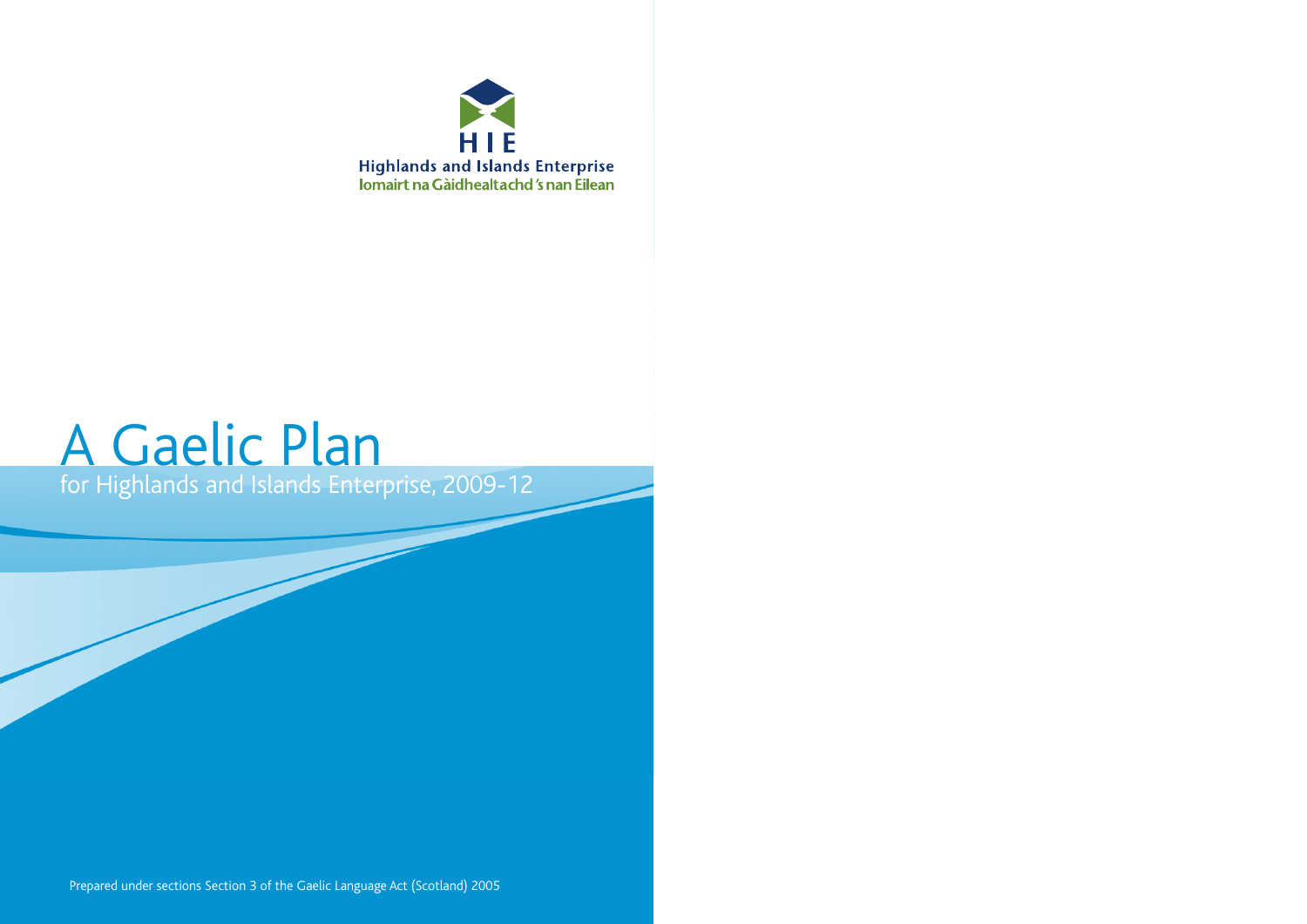HIE

Highlands and Islands Enterprise

Iomairt na Gàidhealtachd 's nan Eilean

# A Gaelic Plan

## for Highlands and Islands Enterprise, 2009-12

Prepared under sections Section 3 of the Gaelic Language Act (Scotland) 2005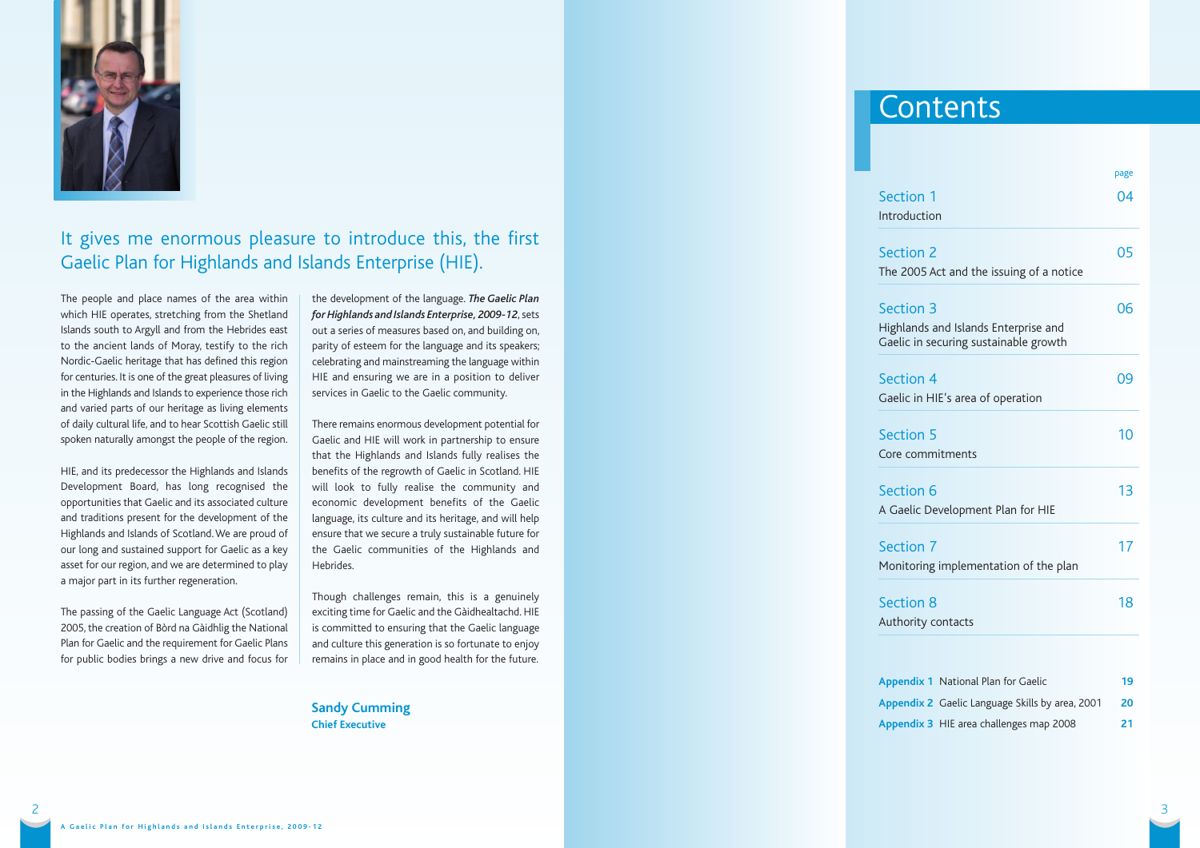## It gives me enormous pleasure to introduce this, the first Gaelic Plan for Highlands and Islands Enterprise (HIE).

The people and place names of the area within which HIE operates, stretching from the Shetland Islands south to Argyll and from the Hebrides east to the ancient lands of Moray, testify to the rich Nordic-Gaelic heritage that has defined this region for centuries. It is one of the great pleasures of living in the Highlands and Islands to experience those rich and varied parts of our heritage as living elements of daily cultural life, and to hear Scottish Gaelic still spoken naturally amongst the people of the region.

HIE, and its predecessor the Highlands and Islands Development Board, has long recognised the opportunities that Gaelic and its associated culture and traditions present for the development of the Highlands and Islands of Scotland. We are proud of our long and sustained support for Gaelic as a key asset for our region, and we are determined to play a major part in its further regeneration.

The passing of the Gaelic Language Act (Scotland) 2005, the creation of Bòrd na Gàidhlig the National Plan for Gaelic and the requirement for Gaelic Plans for public bodies brings a new drive and focus for the development of the language. ***The Gaelic Plan for Highlands and Islands Enterprise, 2009-12***, sets out a series of measures based on, and building on, parity of esteem for the language and its speakers; celebrating and mainstreaming the language within HIE and ensuring we are in a position to deliver services in Gaelic to the Gaelic community.

There remains enormous development potential for Gaelic and HIE will work in partnership to ensure that the Highlands and Islands fully realises the benefits of the regrowth of Gaelic in Scotland. HIE will look to fully realise the community and economic development benefits of the Gaelic language, its culture and its heritage, and will help ensure that we secure a truly sustainable future for the Gaelic communities of the Highlands and Hebrides.

Though challenges remain, this is a genuinely exciting time for Gaelic and the Gàidhealtachd. HIE is committed to ensuring that the Gaelic language and culture this generation is so fortunate to enjoy remains in place and in good health for the future.

**Sandy Cumming**
**Chief Executive**

# Contents

| | page |
|---|---|
| **Section 1** Introduction | 04 |
| **Section 2** The 2005 Act and the issuing of a notice | 05 |
| **Section 3** Highlands and Islands Enterprise and Gaelic in securing sustainable growth | 06 |
| **Section 4** Gaelic in HIE's area of operation | 09 |
| **Section 5** Core commitments | 10 |
| **Section 6** A Gaelic Development Plan for HIE | 13 |
| **Section 7** Monitoring implementation of the plan | 17 |
| **Section 8** Authority contacts | 18 |
| **Appendix 1** National Plan for Gaelic | 19 |
| **Appendix 2** Gaelic Language Skills by area, 2001 | 20 |
| **Appendix 3** HIE area challenges map 2008 | 21 |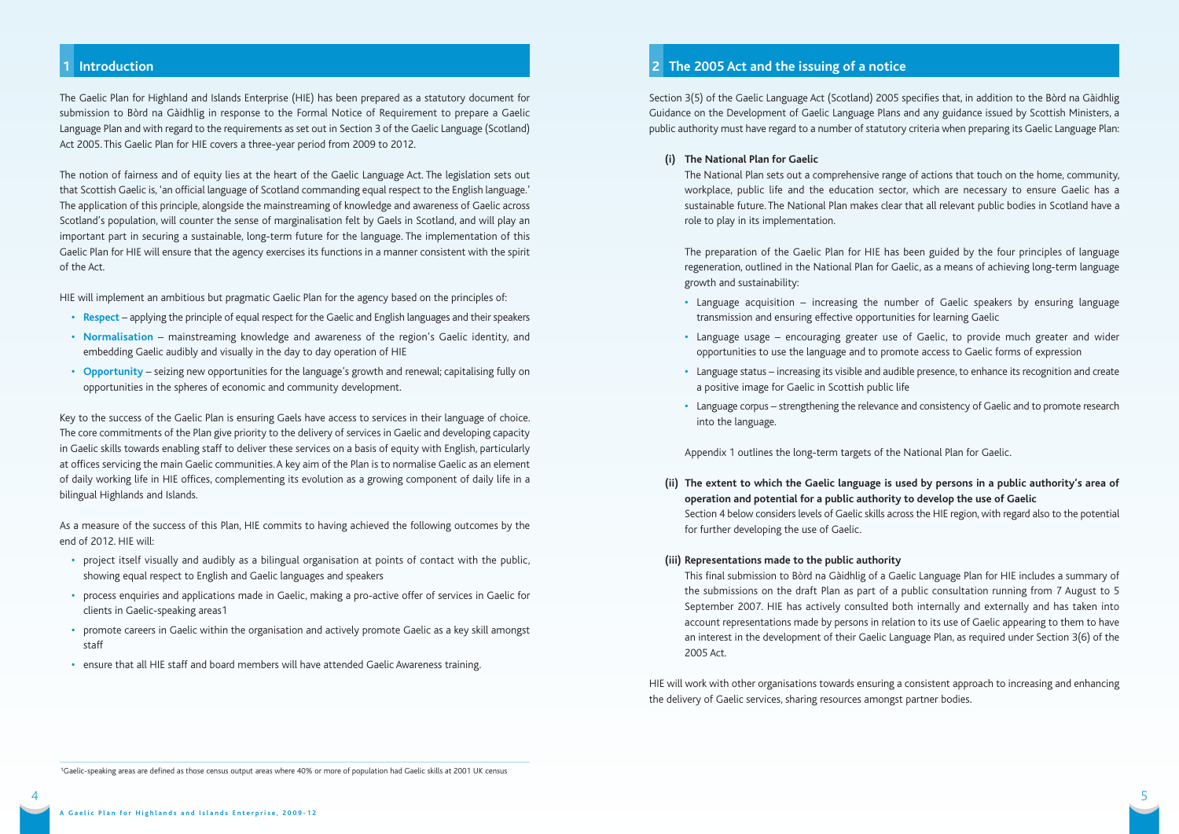## 1 Introduction

The Gaelic Plan for Highland and Islands Enterprise (HIE) has been prepared as a statutory document for submission to Bòrd na Gàidhlig in response to the Formal Notice of Requirement to prepare a Gaelic Language Plan and with regard to the requirements as set out in Section 3 of the Gaelic Language (Scotland) Act 2005. This Gaelic Plan for HIE covers a three-year period from 2009 to 2012.

The notion of fairness and of equity lies at the heart of the Gaelic Language Act. The legislation sets out that Scottish Gaelic is, 'an official language of Scotland commanding equal respect to the English language.' The application of this principle, alongside the mainstreaming of knowledge and awareness of Gaelic across Scotland's population, will counter the sense of marginalisation felt by Gaels in Scotland, and will play an important part in securing a sustainable, long-term future for the language. The implementation of this Gaelic Plan for HIE will ensure that the agency exercises its functions in a manner consistent with the spirit of the Act.

HIE will implement an ambitious but pragmatic Gaelic Plan for the agency based on the principles of:

- **Respect** – applying the principle of equal respect for the Gaelic and English languages and their speakers
- **Normalisation** – mainstreaming knowledge and awareness of the region's Gaelic identity, and embedding Gaelic audibly and visually in the day to day operation of HIE
- **Opportunity** – seizing new opportunities for the language's growth and renewal; capitalising fully on opportunities in the spheres of economic and community development.

Key to the success of the Gaelic Plan is ensuring Gaels have access to services in their language of choice. The core commitments of the Plan give priority to the delivery of services in Gaelic and developing capacity in Gaelic skills towards enabling staff to deliver these services on a basis of equity with English, particularly at offices servicing the main Gaelic communities. A key aim of the Plan is to normalise Gaelic as an element of daily working life in HIE offices, complementing its evolution as a growing component of daily life in a bilingual Highlands and Islands.

As a measure of the success of this Plan, HIE commits to having achieved the following outcomes by the end of 2012. HIE will:

- project itself visually and audibly as a bilingual organisation at points of contact with the public, showing equal respect to English and Gaelic languages and speakers
- process enquiries and applications made in Gaelic, making a pro-active offer of services in Gaelic for clients in Gaelic-speaking areas[1]
- promote careers in Gaelic within the organisation and actively promote Gaelic as a key skill amongst staff
- ensure that all HIE staff and board members will have attended Gaelic Awareness training.

[1] Gaelic-speaking areas are defined as those census output areas where 40% or more of population had Gaelic skills at 2001 UK census

## 2 The 2005 Act and the issuing of a notice

Section 3(5) of the Gaelic Language Act (Scotland) 2005 specifies that, in addition to the Bòrd na Gàidhlig Guidance on the Development of Gaelic Language Plans and any guidance issued by Scottish Ministers, a public authority must have regard to a number of statutory criteria when preparing its Gaelic Language Plan:

**(i) The National Plan for Gaelic**

The National Plan sets out a comprehensive range of actions that touch on the home, community, workplace, public life and the education sector, which are necessary to ensure Gaelic has a sustainable future. The National Plan makes clear that all relevant public bodies in Scotland have a role to play in its implementation.

The preparation of the Gaelic Plan for HIE has been guided by the four principles of language regeneration, outlined in the National Plan for Gaelic, as a means of achieving long-term language growth and sustainability:

- Language acquisition – increasing the number of Gaelic speakers by ensuring language transmission and ensuring effective opportunities for learning Gaelic
- Language usage – encouraging greater use of Gaelic, to provide much greater and wider opportunities to use the language and to promote access to Gaelic forms of expression
- Language status – increasing its visible and audible presence, to enhance its recognition and create a positive image for Gaelic in Scottish public life
- Language corpus – strengthening the relevance and consistency of Gaelic and to promote research into the language.

Appendix 1 outlines the long-term targets of the National Plan for Gaelic.

**(ii) The extent to which the Gaelic language is used by persons in a public authority's area of operation and potential for a public authority to develop the use of Gaelic**

Section 4 below considers levels of Gaelic skills across the HIE region, with regard also to the potential for further developing the use of Gaelic.

**(iii) Representations made to the public authority**

This final submission to Bòrd na Gàidhlig of a Gaelic Language Plan for HIE includes a summary of the submissions on the draft Plan as part of a public consultation running from 7 August to 5 September 2007. HIE has actively consulted both internally and externally and has taken into account representations made by persons in relation to its use of Gaelic appearing to them to have an interest in the development of their Gaelic Language Plan, as required under Section 3(6) of the 2005 Act.

HIE will work with other organisations towards ensuring a consistent approach to increasing and enhancing the delivery of Gaelic services, sharing resources amongst partner bodies.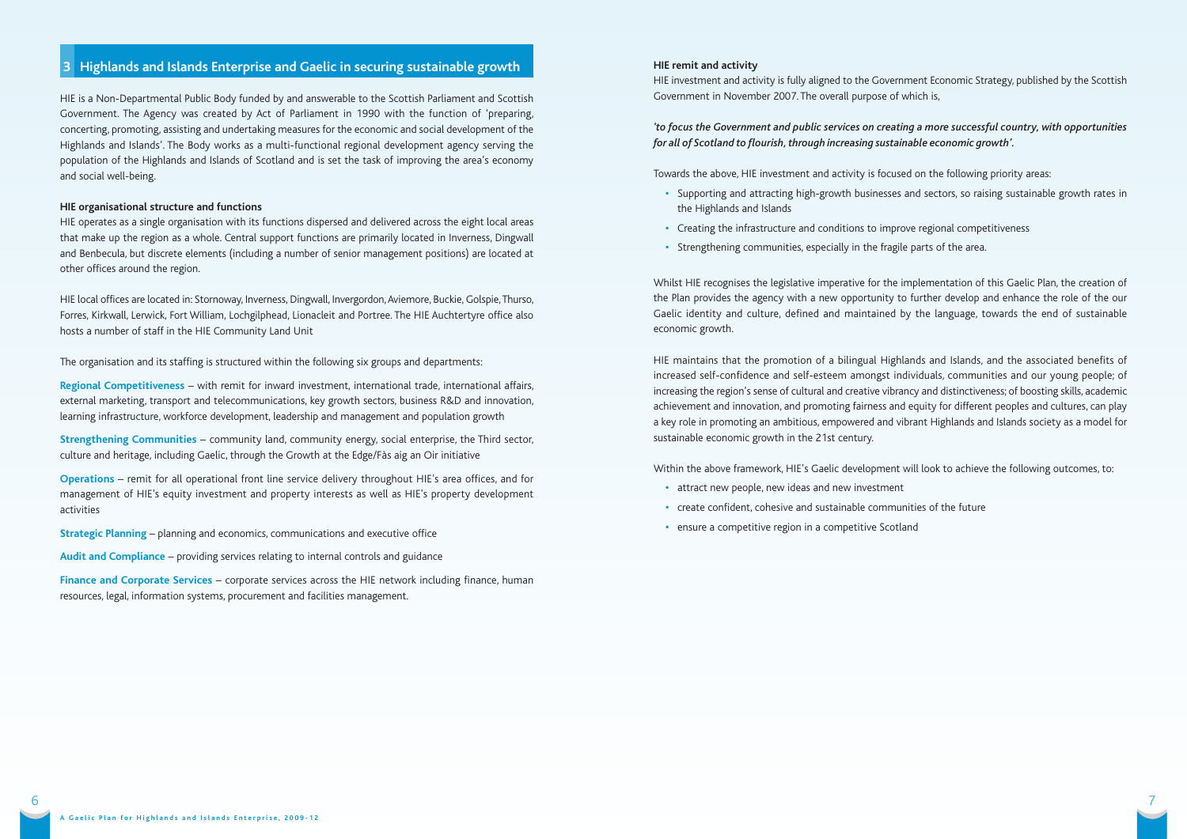## 3 Highlands and Islands Enterprise and Gaelic in securing sustainable growth

HIE is a Non-Departmental Public Body funded by and answerable to the Scottish Parliament and Scottish Government. The Agency was created by Act of Parliament in 1990 with the function of 'preparing, concerting, promoting, assisting and undertaking measures for the economic and social development of the Highlands and Islands'. The Body works as a multi-functional regional development agency serving the population of the Highlands and Islands of Scotland and is set the task of improving the area's economy and social well-being.

**HIE organisational structure and functions**

HIE operates as a single organisation with its functions dispersed and delivered across the eight local areas that make up the region as a whole. Central support functions are primarily located in Inverness, Dingwall and Benbecula, but discrete elements (including a number of senior management positions) are located at other offices around the region.

HIE local offices are located in: Stornoway, Inverness, Dingwall, Invergordon, Aviemore, Buckie, Golspie, Thurso, Forres, Kirkwall, Lerwick, Fort William, Lochgilphead, Lionacleit and Portree. The HIE Auchtertyre office also hosts a number of staff in the HIE Community Land Unit

The organisation and its staffing is structured within the following six groups and departments:

**Regional Competitiveness** – with remit for inward investment, international trade, international affairs, external marketing, transport and telecommunications, key growth sectors, business R&D and innovation, learning infrastructure, workforce development, leadership and management and population growth

**Strengthening Communities** – community land, community energy, social enterprise, the Third sector, culture and heritage, including Gaelic, through the Growth at the Edge/Fàs aig an Oir initiative

**Operations** – remit for all operational front line service delivery throughout HIE's area offices, and for management of HIE's equity investment and property interests as well as HIE's property development activities

**Strategic Planning** – planning and economics, communications and executive office

**Audit and Compliance** – providing services relating to internal controls and guidance

**Finance and Corporate Services** – corporate services across the HIE network including finance, human resources, legal, information systems, procurement and facilities management.

**HIE remit and activity**

HIE investment and activity is fully aligned to the Government Economic Strategy, published by the Scottish Government in November 2007. The overall purpose of which is,

***'to focus the Government and public services on creating a more successful country, with opportunities for all of Scotland to flourish, through increasing sustainable economic growth'.***

Towards the above, HIE investment and activity is focused on the following priority areas:

- Supporting and attracting high-growth businesses and sectors, so raising sustainable growth rates in the Highlands and Islands
- Creating the infrastructure and conditions to improve regional competitiveness
- Strengthening communities, especially in the fragile parts of the area.

Whilst HIE recognises the legislative imperative for the implementation of this Gaelic Plan, the creation of the Plan provides the agency with a new opportunity to further develop and enhance the role of the our Gaelic identity and culture, defined and maintained by the language, towards the end of sustainable economic growth.

HIE maintains that the promotion of a bilingual Highlands and Islands, and the associated benefits of increased self-confidence and self-esteem amongst individuals, communities and our young people; of increasing the region's sense of cultural and creative vibrancy and distinctiveness; of boosting skills, academic achievement and innovation, and promoting fairness and equity for different peoples and cultures, can play a key role in promoting an ambitious, empowered and vibrant Highlands and Islands society as a model for sustainable economic growth in the 21st century.

Within the above framework, HIE's Gaelic development will look to achieve the following outcomes, to:

- attract new people, new ideas and new investment
- create confident, cohesive and sustainable communities of the future
- ensure a competitive region in a competitive Scotland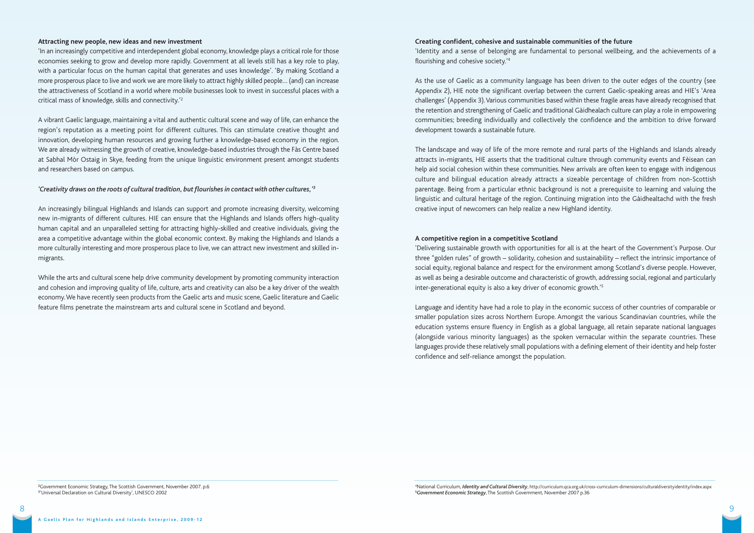### Attracting new people, new ideas and new investment

'In an increasingly competitive and interdependent global economy, knowledge plays a critical role for those economies seeking to grow and develop more rapidly. Government at all levels still has a key role to play, with a particular focus on the human capital that generates and uses knowledge'. 'By making Scotland a more prosperous place to live and work we are more likely to attract highly skilled people... (and) can increase the attractiveness of Scotland in a world where mobile businesses look to invest in successful places with a critical mass of knowledge, skills and connectivity.'[2]

A vibrant Gaelic language, maintaining a vital and authentic cultural scene and way of life, can enhance the region's reputation as a meeting point for different cultures. This can stimulate creative thought and innovation, developing human resources and growing further a knowledge-based economy in the region. We are already witnessing the growth of creative, knowledge-based industries through the Fàs Centre based at Sabhal Mòr Ostaig in Skye, feeding from the unique linguistic environment present amongst students and researchers based on campus.

*'Creativity draws on the roots of cultural tradition, but flourishes in contact with other cultures,'*[3]

An increasingly bilingual Highlands and Islands can support and promote increasing diversity, welcoming new in-migrants of different cultures. HIE can ensure that the Highlands and Islands offers high-quality human capital and an unparalleled setting for attracting highly-skilled and creative individuals, giving the area a competitive advantage within the global economic context. By making the Highlands and Islands a more culturally interesting and more prosperous place to live, we can attract new investment and skilled in-migrants.

While the arts and cultural scene help drive community development by promoting community interaction and cohesion and improving quality of life, culture, arts and creativity can also be a key driver of the wealth economy. We have recently seen products from the Gaelic arts and music scene, Gaelic literature and Gaelic feature films penetrate the mainstream arts and cultural scene in Scotland and beyond.

[2] Government Economic Strategy, The Scottish Government, November 2007. p.6
[3] 'Universal Declaration on Cultural Diversity', UNESCO 2002

### Creating confident, cohesive and sustainable communities of the future

'Identity and a sense of belonging are fundamental to personal wellbeing, and the achievements of a flourishing and cohesive society.'[4]

As the use of Gaelic as a community language has been driven to the outer edges of the country (see Appendix 2), HIE note the significant overlap between the current Gaelic-speaking areas and HIE's 'Area challenges' (Appendix 3). Various communities based within these fragile areas have already recognised that the retention and strengthening of Gaelic and traditional Gàidhealach culture can play a role in empowering communities; breeding individually and collectively the confidence and the ambition to drive forward development towards a sustainable future.

The landscape and way of life of the more remote and rural parts of the Highlands and Islands already attracts in-migrants, HIE asserts that the traditional culture through community events and Fèisean can help aid social cohesion within these communities. New arrivals are often keen to engage with indigenous culture and bilingual education already attracts a sizeable percentage of children from non-Scottish parentage. Being from a particular ethnic background is not a prerequisite to learning and valuing the linguistic and cultural heritage of the region. Continuing migration into the Gàidhealtachd with the fresh creative input of newcomers can help realize a new Highland identity.

### A competitive region in a competitive Scotland

'Delivering sustainable growth with opportunities for all is at the heart of the Government's Purpose. Our three "golden rules" of growth – solidarity, cohesion and sustainability – reflect the intrinsic importance of social equity, regional balance and respect for the environment among Scotland's diverse people. However, as well as being a desirable outcome and characteristic of growth, addressing social, regional and particularly inter-generational equity is also a key driver of economic growth.'[5]

Language and identity have had a role to play in the economic success of other countries of comparable or smaller population sizes across Northern Europe. Amongst the various Scandinavian countries, while the education systems ensure fluency in English as a global language, all retain separate national languages (alongside various minority languages) as the spoken vernacular within the separate countries. These languages provide these relatively small populations with a defining element of their identity and help foster confidence and self-reliance amongst the population.

[4] National Curriculum, ***Identity and Cultural Diversity***, http://curriculum.qca.org.uk/cross-curriculum-dimensions/culturaldiversityidentity/index.aspx
[5] ***Government Economic Strategy***, The Scottish Government, November 2007 p.36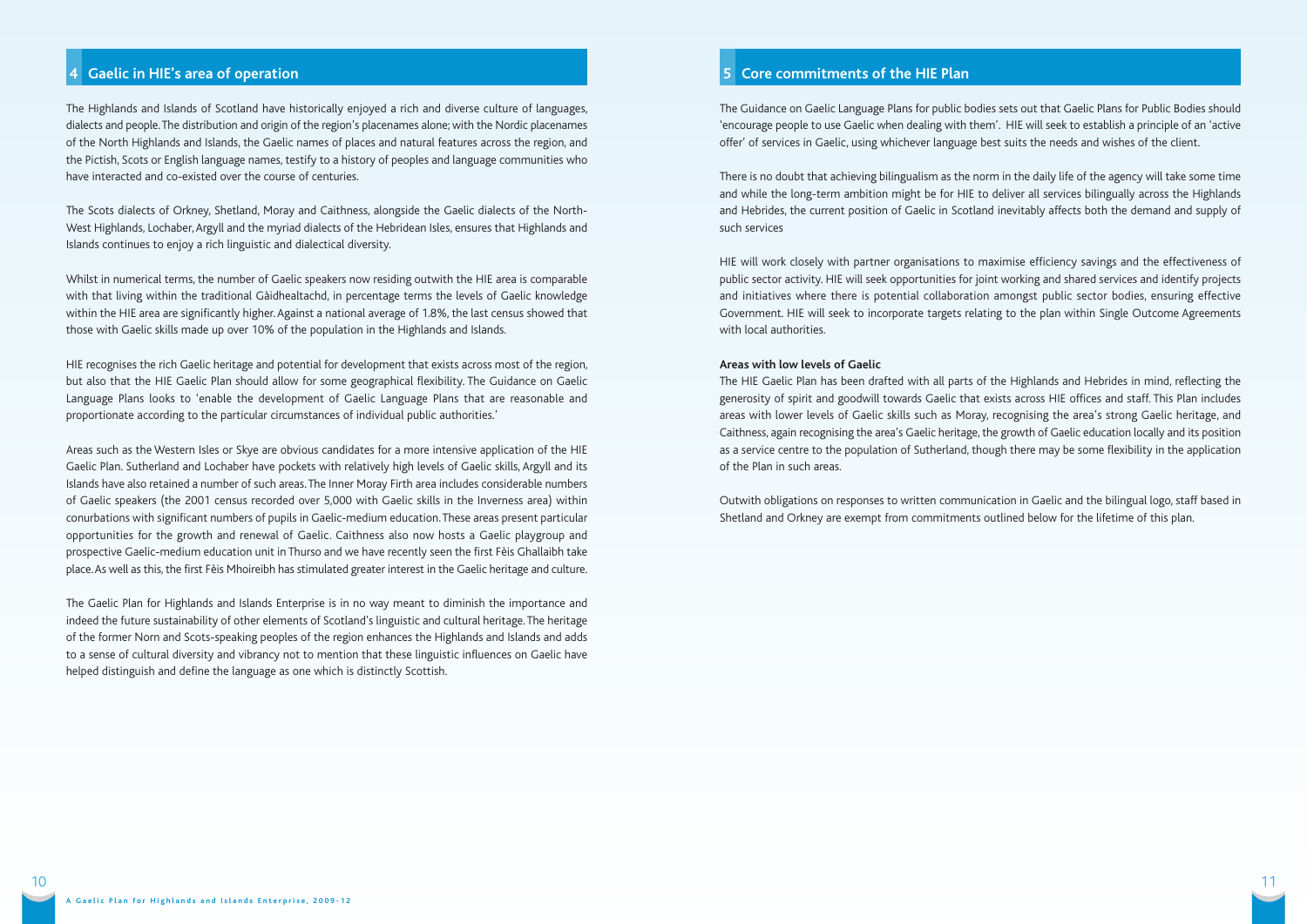## 4 Gaelic in HIE's area of operation

The Highlands and Islands of Scotland have historically enjoyed a rich and diverse culture of languages, dialects and people. The distribution and origin of the region's placenames alone; with the Nordic placenames of the North Highlands and Islands, the Gaelic names of places and natural features across the region, and the Pictish, Scots or English language names, testify to a history of peoples and language communities who have interacted and co-existed over the course of centuries.

The Scots dialects of Orkney, Shetland, Moray and Caithness, alongside the Gaelic dialects of the North-West Highlands, Lochaber, Argyll and the myriad dialects of the Hebridean Isles, ensures that Highlands and Islands continues to enjoy a rich linguistic and dialectical diversity.

Whilst in numerical terms, the number of Gaelic speakers now residing outwith the HIE area is comparable with that living within the traditional Gàidhealtachd, in percentage terms the levels of Gaelic knowledge within the HIE area are significantly higher. Against a national average of 1.8%, the last census showed that those with Gaelic skills made up over 10% of the population in the Highlands and Islands.

HIE recognises the rich Gaelic heritage and potential for development that exists across most of the region, but also that the HIE Gaelic Plan should allow for some geographical flexibility. The Guidance on Gaelic Language Plans looks to 'enable the development of Gaelic Language Plans that are reasonable and proportionate according to the particular circumstances of individual public authorities.'

Areas such as the Western Isles or Skye are obvious candidates for a more intensive application of the HIE Gaelic Plan. Sutherland and Lochaber have pockets with relatively high levels of Gaelic skills, Argyll and its Islands have also retained a number of such areas. The Inner Moray Firth area includes considerable numbers of Gaelic speakers (the 2001 census recorded over 5,000 with Gaelic skills in the Inverness area) within conurbations with significant numbers of pupils in Gaelic-medium education. These areas present particular opportunities for the growth and renewal of Gaelic. Caithness also now hosts a Gaelic playgroup and prospective Gaelic-medium education unit in Thurso and we have recently seen the first Fèis Ghallaibh take place. As well as this, the first Fèis Mhoireibh has stimulated greater interest in the Gaelic heritage and culture.

The Gaelic Plan for Highlands and Islands Enterprise is in no way meant to diminish the importance and indeed the future sustainability of other elements of Scotland's linguistic and cultural heritage. The heritage of the former Norn and Scots-speaking peoples of the region enhances the Highlands and Islands and adds to a sense of cultural diversity and vibrancy not to mention that these linguistic influences on Gaelic have helped distinguish and define the language as one which is distinctly Scottish.

## 5 Core commitments of the HIE Plan

The Guidance on Gaelic Language Plans for public bodies sets out that Gaelic Plans for Public Bodies should 'encourage people to use Gaelic when dealing with them'. HIE will seek to establish a principle of an 'active offer' of services in Gaelic, using whichever language best suits the needs and wishes of the client.

There is no doubt that achieving bilingualism as the norm in the daily life of the agency will take some time and while the long-term ambition might be for HIE to deliver all services bilingually across the Highlands and Hebrides, the current position of Gaelic in Scotland inevitably affects both the demand and supply of such services

HIE will work closely with partner organisations to maximise efficiency savings and the effectiveness of public sector activity. HIE will seek opportunities for joint working and shared services and identify projects and initiatives where there is potential collaboration amongst public sector bodies, ensuring effective Government. HIE will seek to incorporate targets relating to the plan within Single Outcome Agreements with local authorities.

**Areas with low levels of Gaelic**

The HIE Gaelic Plan has been drafted with all parts of the Highlands and Hebrides in mind, reflecting the generosity of spirit and goodwill towards Gaelic that exists across HIE offices and staff. This Plan includes areas with lower levels of Gaelic skills such as Moray, recognising the area's strong Gaelic heritage, and Caithness, again recognising the area's Gaelic heritage, the growth of Gaelic education locally and its position as a service centre to the population of Sutherland, though there may be some flexibility in the application of the Plan in such areas.

Outwith obligations on responses to written communication in Gaelic and the bilingual logo, staff based in Shetland and Orkney are exempt from commitments outlined below for the lifetime of this plan.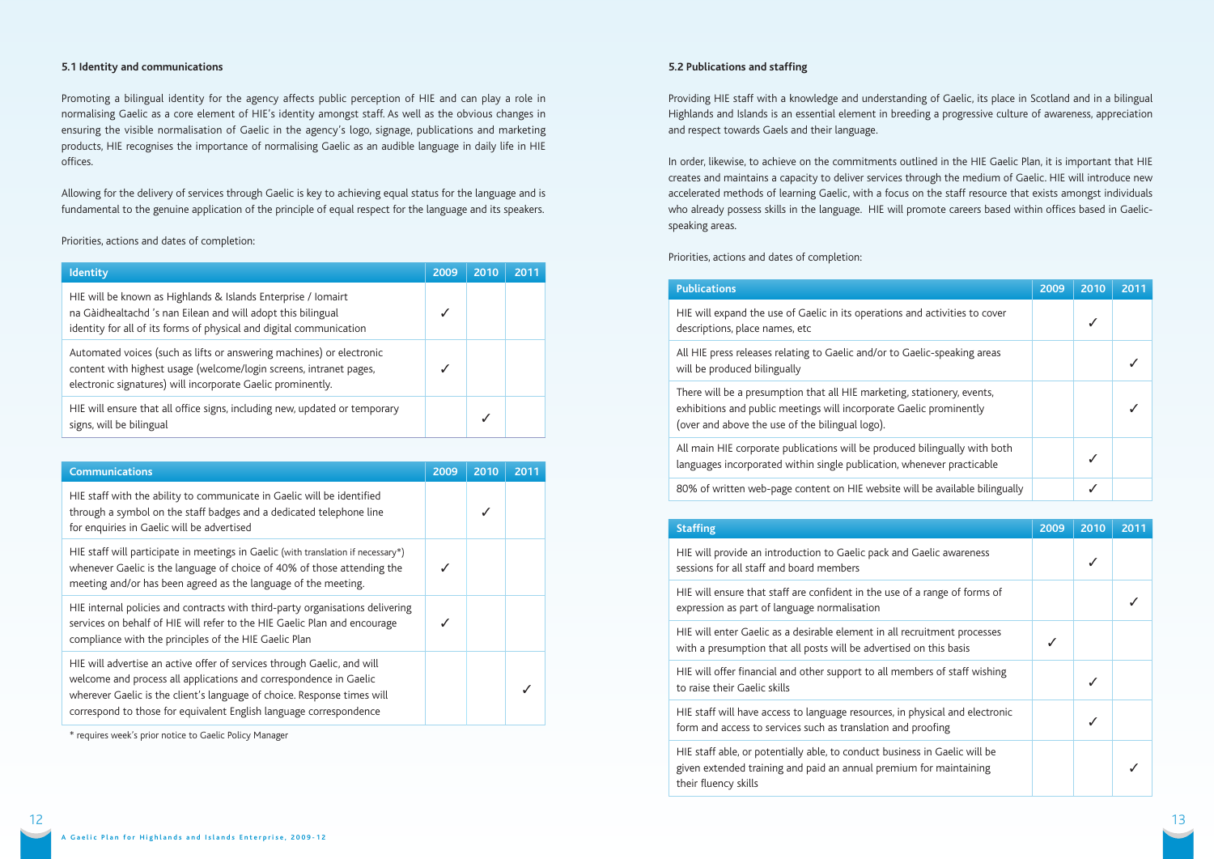### 5.1 Identity and communications

Promoting a bilingual identity for the agency affects public perception of HIE and can play a role in normalising Gaelic as a core element of HIE's identity amongst staff. As well as the obvious changes in ensuring the visible normalisation of Gaelic in the agency's logo, signage, publications and marketing products, HIE recognises the importance of normalising Gaelic as an audible language in daily life in HIE offices.

Allowing for the delivery of services through Gaelic is key to achieving equal status for the language and is fundamental to the genuine application of the principle of equal respect for the language and its speakers.

Priorities, actions and dates of completion:

| Identity | 2009 | 2010 | 2011 |
|---|---|---|---|
| HIE will be known as Highlands & Islands Enterprise / Iomairt na Gàidhealtachd 's nan Eilean and will adopt this bilingual identity for all of its forms of physical and digital communication | ✓ | | |
| Automated voices (such as lifts or answering machines) or electronic content with highest usage (welcome/login screens, intranet pages, electronic signatures) will incorporate Gaelic prominently. | ✓ | | |
| HIE will ensure that all office signs, including new, updated or temporary signs, will be bilingual | | ✓ | |

| Communications | 2009 | 2010 | 2011 |
|---|---|---|---|
| HIE staff with the ability to communicate in Gaelic will be identified through a symbol on the staff badges and a dedicated telephone line for enquiries in Gaelic will be advertised | | ✓ | |
| HIE staff will participate in meetings in Gaelic (with translation if necessary*) whenever Gaelic is the language of choice of 40% of those attending the meeting and/or has been agreed as the language of the meeting. | ✓ | | |
| HIE internal policies and contracts with third-party organisations delivering services on behalf of HIE will refer to the HIE Gaelic Plan and encourage compliance with the principles of the HIE Gaelic Plan | ✓ | | |
| HIE will advertise an active offer of services through Gaelic, and will welcome and process all applications and correspondence in Gaelic wherever Gaelic is the client's language of choice. Response times will correspond to those for equivalent English language correspondence | | | ✓ |

\* requires week's prior notice to Gaelic Policy Manager

### 5.2 Publications and staffing

Providing HIE staff with a knowledge and understanding of Gaelic, its place in Scotland and in a bilingual Highlands and Islands is an essential element in breeding a progressive culture of awareness, appreciation and respect towards Gaels and their language.

In order, likewise, to achieve on the commitments outlined in the HIE Gaelic Plan, it is important that HIE creates and maintains a capacity to deliver services through the medium of Gaelic. HIE will introduce new accelerated methods of learning Gaelic, with a focus on the staff resource that exists amongst individuals who already possess skills in the language. HIE will promote careers based within offices based in Gaelic-speaking areas.

Priorities, actions and dates of completion:

| Publications | 2009 | 2010 | 2011 |
|---|---|---|---|
| HIE will expand the use of Gaelic in its operations and activities to cover descriptions, place names, etc | | ✓ | |
| All HIE press releases relating to Gaelic and/or to Gaelic-speaking areas will be produced bilingually | | | ✓ |
| There will be a presumption that all HIE marketing, stationery, events, exhibitions and public meetings will incorporate Gaelic prominently (over and above the use of the bilingual logo). | | | ✓ |
| All main HIE corporate publications will be produced bilingually with both languages incorporated within single publication, whenever practicable | | ✓ | |
| 80% of written web-page content on HIE website will be available bilingually | | ✓ | |

| Staffing | 2009 | 2010 | 2011 |
|---|---|---|---|
| HIE will provide an introduction to Gaelic pack and Gaelic awareness sessions for all staff and board members | | ✓ | |
| HIE will ensure that staff are confident in the use of a range of forms of expression as part of language normalisation | | | ✓ |
| HIE will enter Gaelic as a desirable element in all recruitment processes with a presumption that all posts will be advertised on this basis | ✓ | | |
| HIE will offer financial and other support to all members of staff wishing to raise their Gaelic skills | | ✓ | |
| HIE staff will have access to language resources, in physical and electronic form and access to services such as translation and proofing | | ✓ | |
| HIE staff able, or potentially able, to conduct business in Gaelic will be given extended training and paid an annual premium for maintaining their fluency skills | | | ✓ |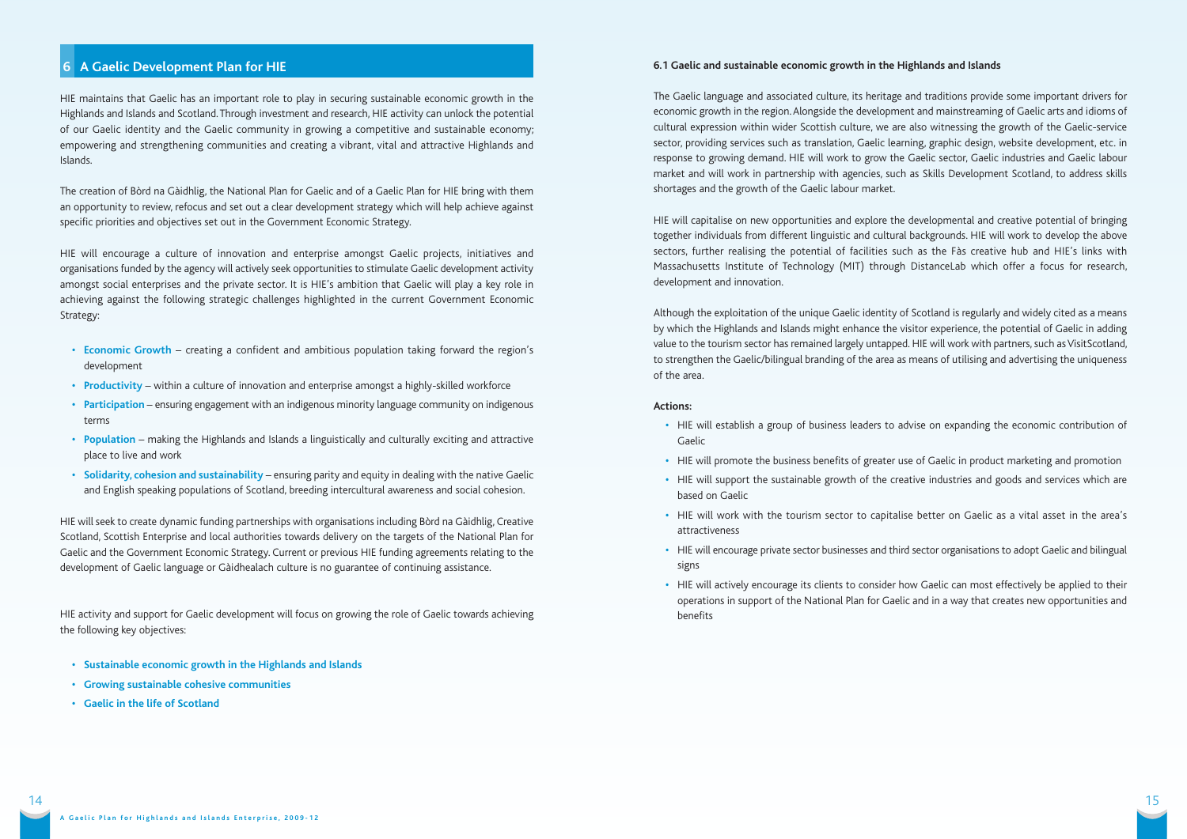## 6 A Gaelic Development Plan for HIE

HIE maintains that Gaelic has an important role to play in securing sustainable economic growth in the Highlands and Islands and Scotland. Through investment and research, HIE activity can unlock the potential of our Gaelic identity and the Gaelic community in growing a competitive and sustainable economy; empowering and strengthening communities and creating a vibrant, vital and attractive Highlands and Islands.

The creation of Bòrd na Gàidhlig, the National Plan for Gaelic and of a Gaelic Plan for HIE bring with them an opportunity to review, refocus and set out a clear development strategy which will help achieve against specific priorities and objectives set out in the Government Economic Strategy.

HIE will encourage a culture of innovation and enterprise amongst Gaelic projects, initiatives and organisations funded by the agency will actively seek opportunities to stimulate Gaelic development activity amongst social enterprises and the private sector. It is HIE's ambition that Gaelic will play a key role in achieving against the following strategic challenges highlighted in the current Government Economic Strategy:

- **Economic Growth** – creating a confident and ambitious population taking forward the region's development
- **Productivity** – within a culture of innovation and enterprise amongst a highly-skilled workforce
- **Participation** – ensuring engagement with an indigenous minority language community on indigenous terms
- **Population** – making the Highlands and Islands a linguistically and culturally exciting and attractive place to live and work
- **Solidarity, cohesion and sustainability** – ensuring parity and equity in dealing with the native Gaelic and English speaking populations of Scotland, breeding intercultural awareness and social cohesion.

HIE will seek to create dynamic funding partnerships with organisations including Bòrd na Gàidhlig, Creative Scotland, Scottish Enterprise and local authorities towards delivery on the targets of the National Plan for Gaelic and the Government Economic Strategy. Current or previous HIE funding agreements relating to the development of Gaelic language or Gàidhealach culture is no guarantee of continuing assistance.

HIE activity and support for Gaelic development will focus on growing the role of Gaelic towards achieving the following key objectives:

- **Sustainable economic growth in the Highlands and Islands**
- **Growing sustainable cohesive communities**
- **Gaelic in the life of Scotland**

### 6.1 Gaelic and sustainable economic growth in the Highlands and Islands

The Gaelic language and associated culture, its heritage and traditions provide some important drivers for economic growth in the region. Alongside the development and mainstreaming of Gaelic arts and idioms of cultural expression within wider Scottish culture, we are also witnessing the growth of the Gaelic-service sector, providing services such as translation, Gaelic learning, graphic design, website development, etc. in response to growing demand. HIE will work to grow the Gaelic sector, Gaelic industries and Gaelic labour market and will work in partnership with agencies, such as Skills Development Scotland, to address skills shortages and the growth of the Gaelic labour market.

HIE will capitalise on new opportunities and explore the developmental and creative potential of bringing together individuals from different linguistic and cultural backgrounds. HIE will work to develop the above sectors, further realising the potential of facilities such as the Fàs creative hub and HIE's links with Massachusetts Institute of Technology (MIT) through DistanceLab which offer a focus for research, development and innovation.

Although the exploitation of the unique Gaelic identity of Scotland is regularly and widely cited as a means by which the Highlands and Islands might enhance the visitor experience, the potential of Gaelic in adding value to the tourism sector has remained largely untapped. HIE will work with partners, such as VisitScotland, to strengthen the Gaelic/bilingual branding of the area as means of utilising and advertising the uniqueness of the area.

**Actions:**

- HIE will establish a group of business leaders to advise on expanding the economic contribution of Gaelic
- HIE will promote the business benefits of greater use of Gaelic in product marketing and promotion
- HIE will support the sustainable growth of the creative industries and goods and services which are based on Gaelic
- HIE will work with the tourism sector to capitalise better on Gaelic as a vital asset in the area's attractiveness
- HIE will encourage private sector businesses and third sector organisations to adopt Gaelic and bilingual signs
- HIE will actively encourage its clients to consider how Gaelic can most effectively be applied to their operations in support of the National Plan for Gaelic and in a way that creates new opportunities and benefits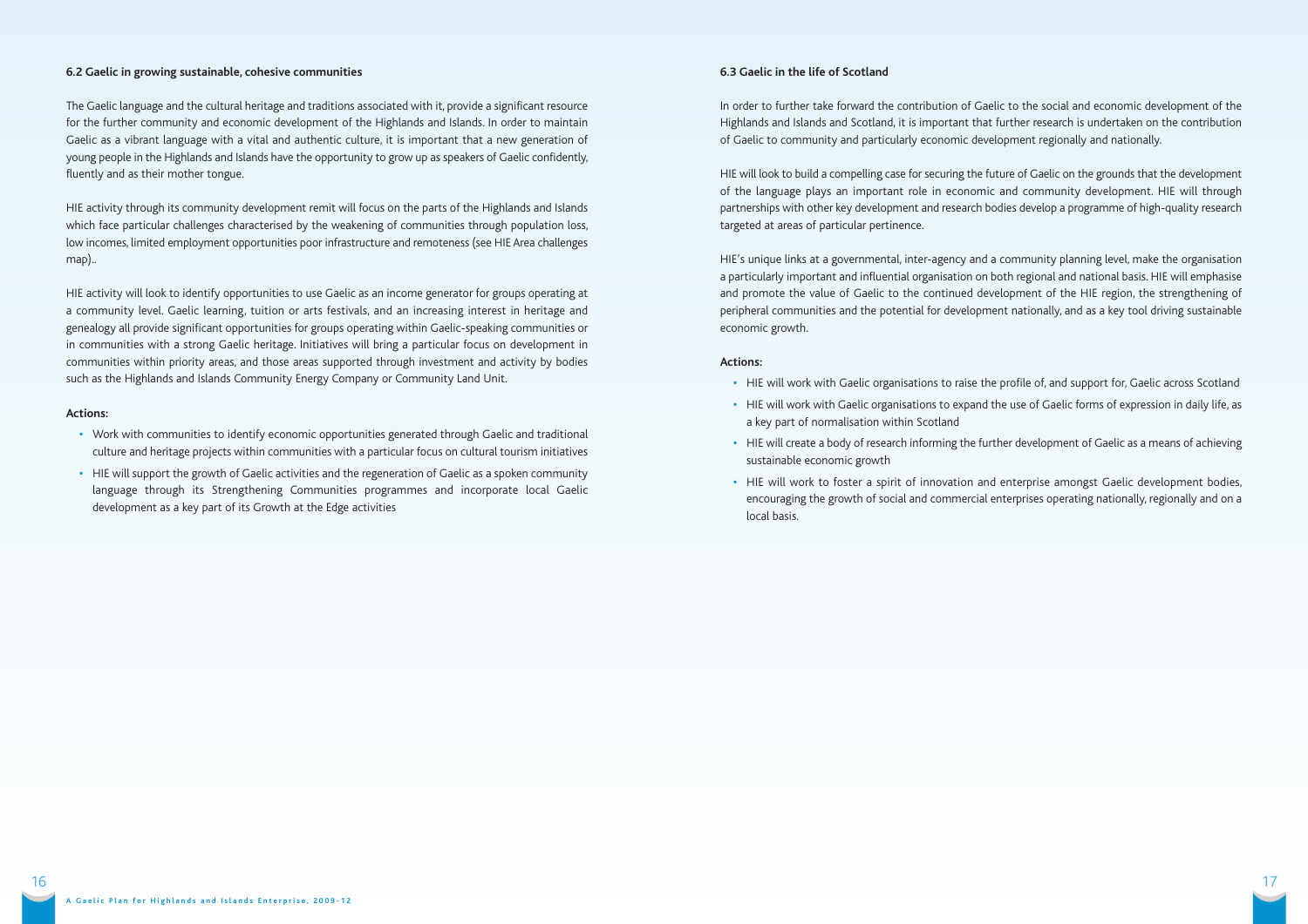### 6.2 Gaelic in growing sustainable, cohesive communities

The Gaelic language and the cultural heritage and traditions associated with it, provide a significant resource for the further community and economic development of the Highlands and Islands. In order to maintain Gaelic as a vibrant language with a vital and authentic culture, it is important that a new generation of young people in the Highlands and Islands have the opportunity to grow up as speakers of Gaelic confidently, fluently and as their mother tongue.

HIE activity through its community development remit will focus on the parts of the Highlands and Islands which face particular challenges characterised by the weakening of communities through population loss, low incomes, limited employment opportunities poor infrastructure and remoteness (see HIE Area challenges map)..

HIE activity will look to identify opportunities to use Gaelic as an income generator for groups operating at a community level. Gaelic learning, tuition or arts festivals, and an increasing interest in heritage and genealogy all provide significant opportunities for groups operating within Gaelic-speaking communities or in communities with a strong Gaelic heritage. Initiatives will bring a particular focus on development in communities within priority areas, and those areas supported through investment and activity by bodies such as the Highlands and Islands Community Energy Company or Community Land Unit.

**Actions:**

- Work with communities to identify economic opportunities generated through Gaelic and traditional culture and heritage projects within communities with a particular focus on cultural tourism initiatives
- HIE will support the growth of Gaelic activities and the regeneration of Gaelic as a spoken community language through its Strengthening Communities programmes and incorporate local Gaelic development as a key part of its Growth at the Edge activities

### 6.3 Gaelic in the life of Scotland

In order to further take forward the contribution of Gaelic to the social and economic development of the Highlands and Islands and Scotland, it is important that further research is undertaken on the contribution of Gaelic to community and particularly economic development regionally and nationally.

HIE will look to build a compelling case for securing the future of Gaelic on the grounds that the development of the language plays an important role in economic and community development. HIE will through partnerships with other key development and research bodies develop a programme of high-quality research targeted at areas of particular pertinence.

HIE's unique links at a governmental, inter-agency and a community planning level, make the organisation a particularly important and influential organisation on both regional and national basis. HIE will emphasise and promote the value of Gaelic to the continued development of the HIE region, the strengthening of peripheral communities and the potential for development nationally, and as a key tool driving sustainable economic growth.

**Actions:**

- HIE will work with Gaelic organisations to raise the profile of, and support for, Gaelic across Scotland
- HIE will work with Gaelic organisations to expand the use of Gaelic forms of expression in daily life, as a key part of normalisation within Scotland
- HIE will create a body of research informing the further development of Gaelic as a means of achieving sustainable economic growth
- HIE will work to foster a spirit of innovation and enterprise amongst Gaelic development bodies, encouraging the growth of social and commercial enterprises operating nationally, regionally and on a local basis.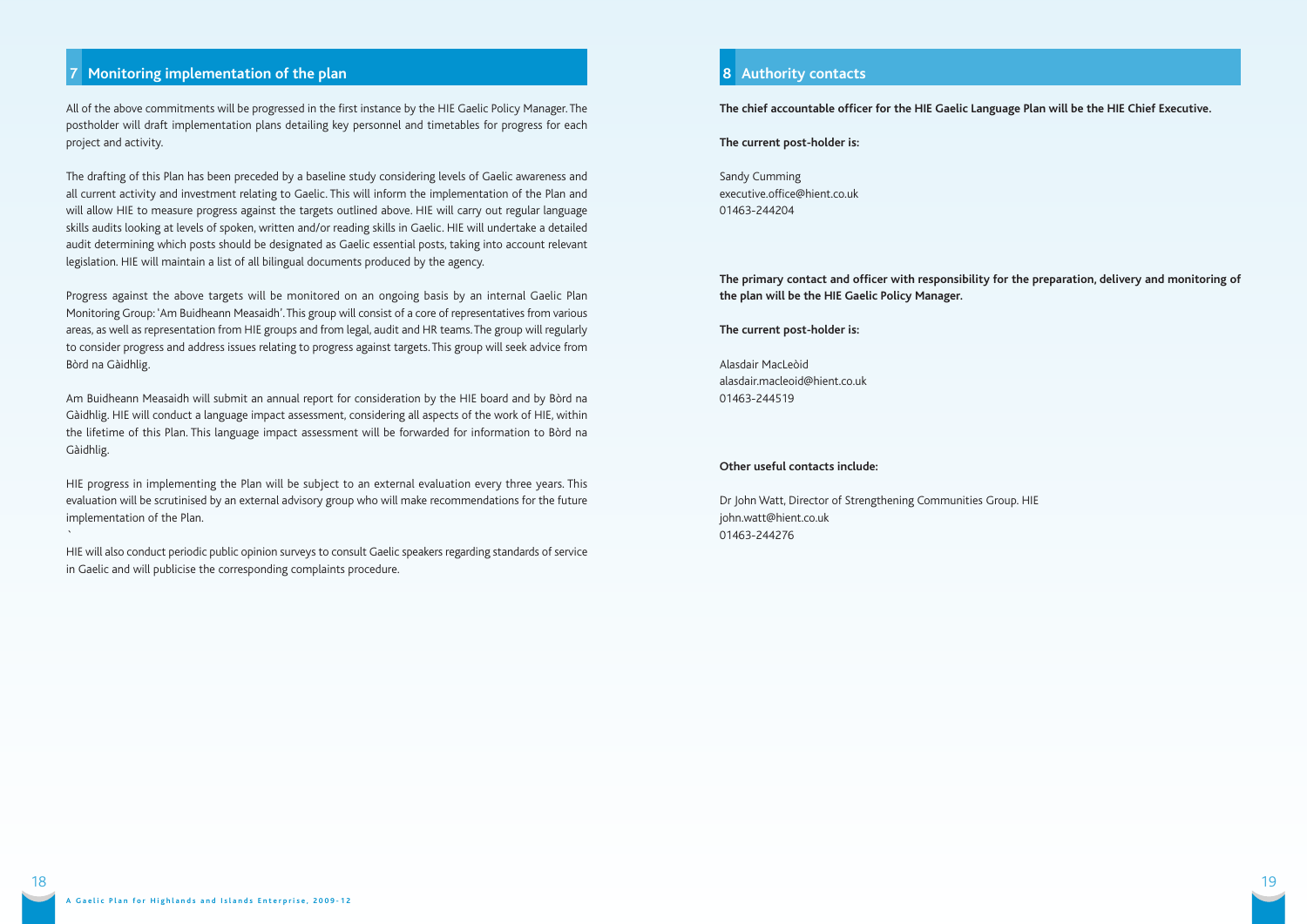## 7 Monitoring implementation of the plan

All of the above commitments will be progressed in the first instance by the HIE Gaelic Policy Manager. The postholder will draft implementation plans detailing key personnel and timetables for progress for each project and activity.

The drafting of this Plan has been preceded by a baseline study considering levels of Gaelic awareness and all current activity and investment relating to Gaelic. This will inform the implementation of the Plan and will allow HIE to measure progress against the targets outlined above. HIE will carry out regular language skills audits looking at levels of spoken, written and/or reading skills in Gaelic. HIE will undertake a detailed audit determining which posts should be designated as Gaelic essential posts, taking into account relevant legislation. HIE will maintain a list of all bilingual documents produced by the agency.

Progress against the above targets will be monitored on an ongoing basis by an internal Gaelic Plan Monitoring Group: 'Am Buidheann Measaidh'. This group will consist of a core of representatives from various areas, as well as representation from HIE groups and from legal, audit and HR teams. The group will regularly to consider progress and address issues relating to progress against targets. This group will seek advice from Bòrd na Gàidhlig.

Am Buidheann Measaidh will submit an annual report for consideration by the HIE board and by Bòrd na Gàidhlig. HIE will conduct a language impact assessment, considering all aspects of the work of HIE, within the lifetime of this Plan. This language impact assessment will be forwarded for information to Bòrd na Gàidhlig.

HIE progress in implementing the Plan will be subject to an external evaluation every three years. This evaluation will be scrutinised by an external advisory group who will make recommendations for the future implementation of the Plan.

HIE will also conduct periodic public opinion surveys to consult Gaelic speakers regarding standards of service in Gaelic and will publicise the corresponding complaints procedure.

## 8 Authority contacts

**The chief accountable officer for the HIE Gaelic Language Plan will be the HIE Chief Executive.**

**The current post-holder is:**

Sandy Cumming
executive.office@hient.co.uk
01463-244204

**The primary contact and officer with responsibility for the preparation, delivery and monitoring of the plan will be the HIE Gaelic Policy Manager.**

**The current post-holder is:**

Alasdair MacLeòid
alasdair.macleoid@hient.co.uk
01463-244519

**Other useful contacts include:**

Dr John Watt, Director of Strengthening Communities Group. HIE
john.watt@hient.co.uk
01463-244276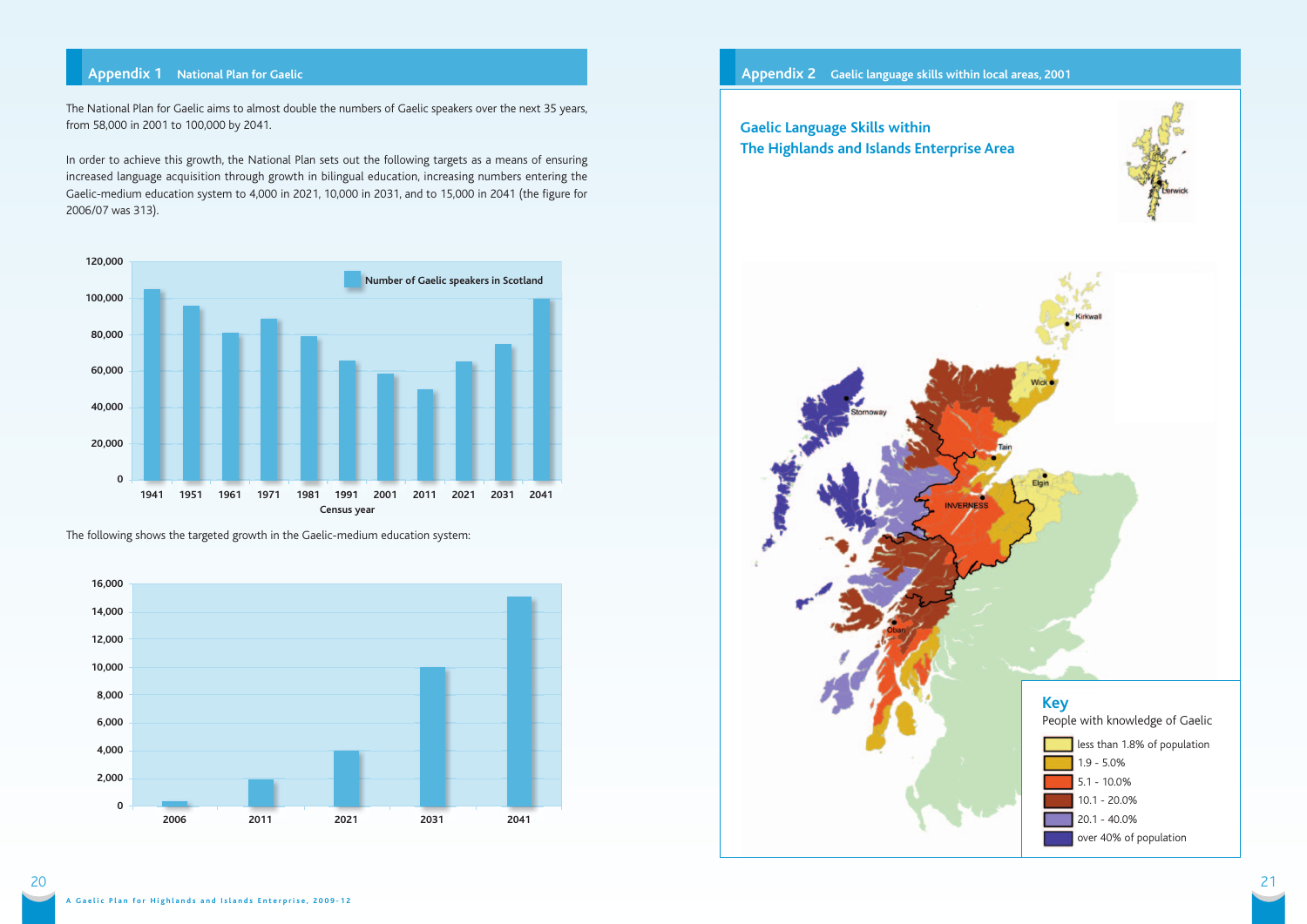## Appendix 1 National Plan for Gaelic

The National Plan for Gaelic aims to almost double the numbers of Gaelic speakers over the next 35 years, from 58,000 in 2001 to 100,000 by 2041.

In order to achieve this growth, the National Plan sets out the following targets as a means of ensuring increased language acquisition through growth in bilingual education, increasing numbers entering the Gaelic-medium education system to 4,000 in 2021, 10,000 in 2031, and to 15,000 in 2041 (the figure for 2006/07 was 313).

Number of Gaelic speakers in Scotland

Census year: 1941, 1951, 1961, 1971, 1981, 1991, 2001, 2011, 2021, 2031, 2041

The following shows the targeted growth in the Gaelic-medium education system:

2006, 2011, 2021, 2031, 2041

## Appendix 2 Gaelic language skills within local areas, 2001

### Gaelic Language Skills within The Highlands and Islands Enterprise Area

Lerwick, Kirkwall, Wick, Stornoway, Tain, Elgin, INVERNESS, Oban

**Key**

People with knowledge of Gaelic

- less than 1.8% of population
- 1.9 - 5.0%
- 5.1 - 10.0%
- 10.1 - 20.0%
- 20.1 - 40.0%
- over 40% of population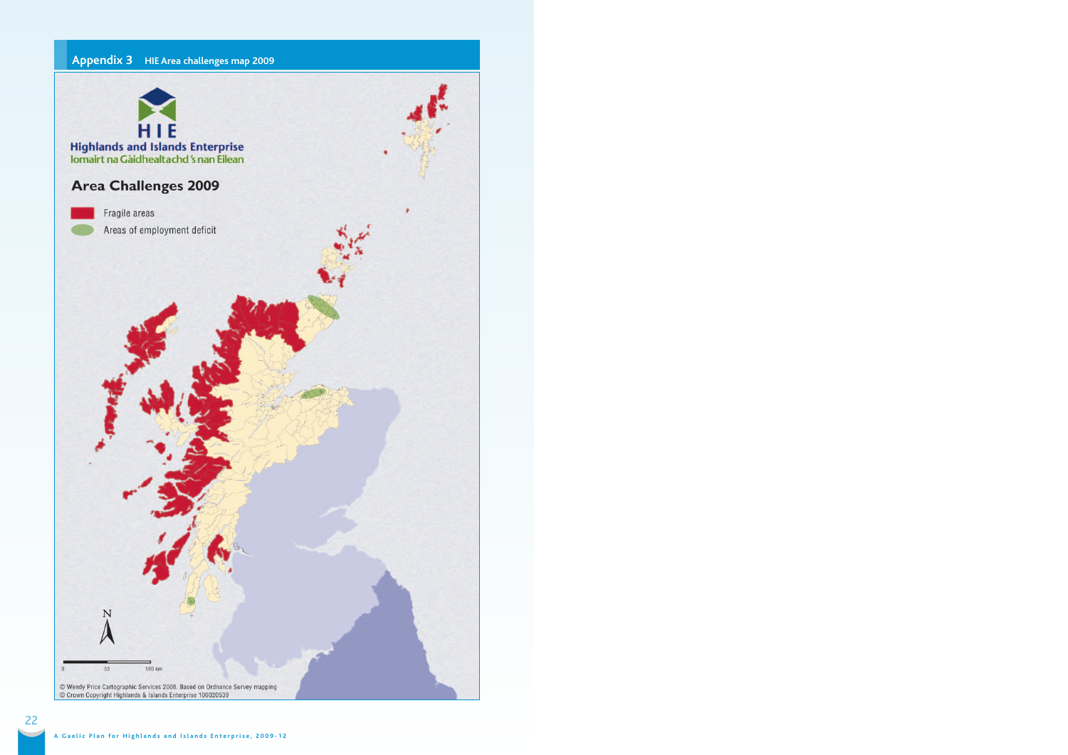## Appendix 3 HIE Area challenges map 2009

HIE
Highlands and Islands Enterprise
Iomairt na Gàidhealtachd 's nan Eilean

Area Challenges 2009

Fragile areas

Areas of employment deficit

N

0 50 100 km

© Wendy Price Cartographic Services 2008. Based on Ordnance Survey mapping
© Crown Copyright Highlands & Islands Enterprise 100020539